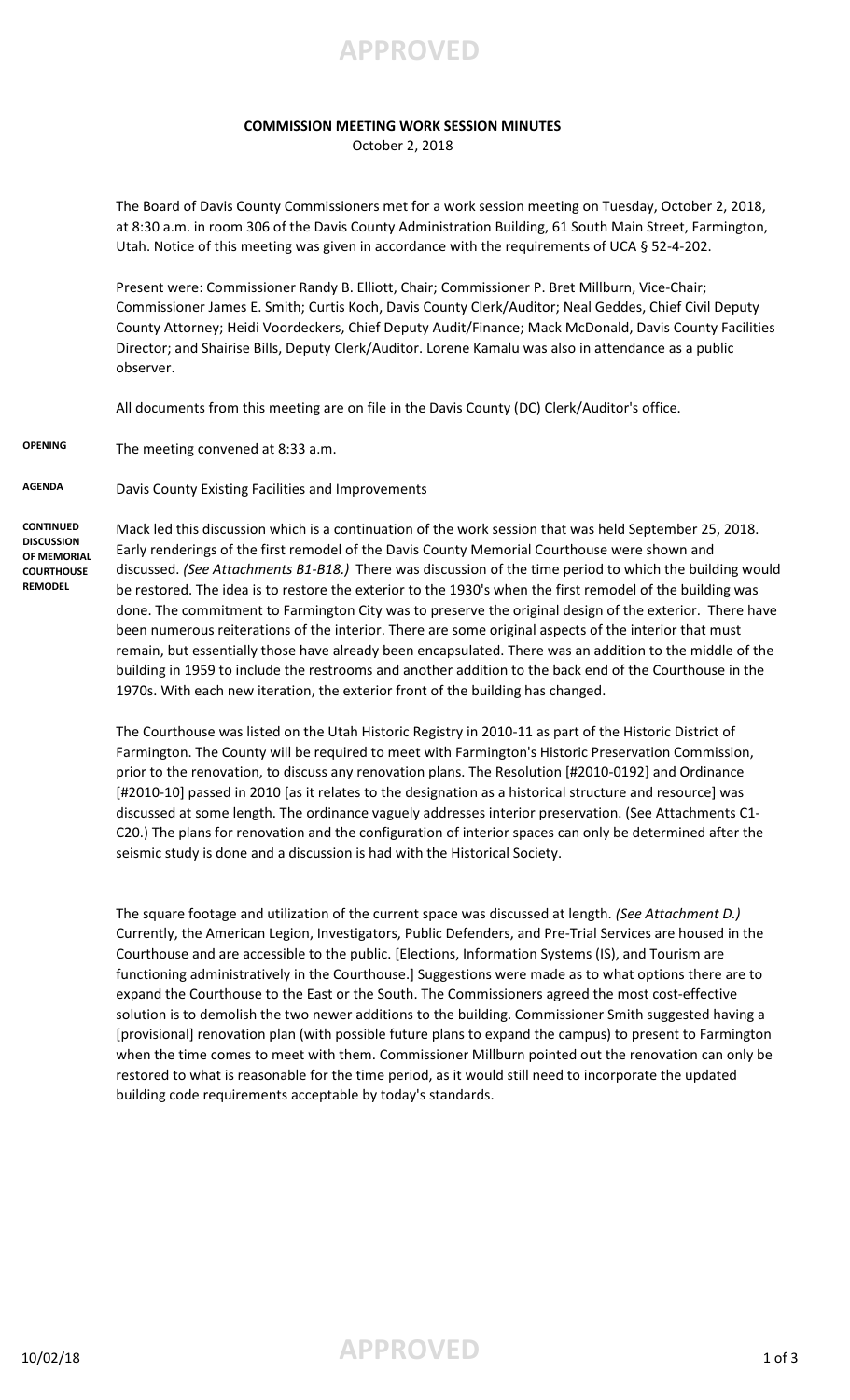**APPROVED**

**COMMISSION MEETING WORK SESSION MINUTES**

October 2, 2018

The Board of Davis County Commissioners met for a work session meeting on Tuesday, October 2, 2018, at 8:30 a.m. in room 306 of the Davis County Administration Building, 61 South Main Street, Farmington, Utah. Notice of this meeting was given in accordance with the requirements of UCA § 52-4-202.

Present were: Commissioner Randy B. Elliott, Chair; Commissioner P. Bret Millburn, Vice-Chair; Commissioner James E. Smith; Curtis Koch, Davis County Clerk/Auditor; Neal Geddes, Chief Civil Deputy County Attorney; Heidi Voordeckers, Chief Deputy Audit/Finance; Mack McDonald, Davis County Facilities Director; and Shairise Bills, Deputy Clerk/Auditor. Lorene Kamalu was also in attendance as a public observer.

All documents from this meeting are on file in the Davis County (DC) Clerk/Auditor's office.

**OPENING** The meeting convened at 8:33 a.m.

**AGENDA** Davis County Existing Facilities and Improvements

**CONTINUED DISCUSSION OF MEMORIAL COURTHOUSE REMODEL**

Mack led this discussion which is a continuation of the work session that was held September 25, 2018. Early renderings of the first remodel of the Davis County Memorial Courthouse were shown and discussed. *(See Attachments B1-B18.)* There was discussion of the time period to which the building would be restored. The idea is to restore the exterior to the 1930's when the first remodel of the building was done. The commitment to Farmington City was to preserve the original design of the exterior. There have been numerous reiterations of the interior. There are some original aspects of the interior that must remain, but essentially those have already been encapsulated. There was an addition to the middle of the building in 1959 to include the restrooms and another addition to the back end of the Courthouse in the 1970s. With each new iteration, the exterior front of the building has changed.

The Courthouse was listed on the Utah Historic Registry in 2010-11 as part of the Historic District of Farmington. The County will be required to meet with Farmington's Historic Preservation Commission, prior to the renovation, to discuss any renovation plans. The Resolution [#2010-0192] and Ordinance [#2010-10] passed in 2010 [as it relates to the designation as a historical structure and resource] was discussed at some length. The ordinance vaguely addresses interior preservation. (See Attachments C1-C20.) The plans for renovation and the configuration of interior spaces can only be determined after the seismic study is done and a discussion is had with the Historical Society.

The square footage and utilization of the current space was discussed at length. *(See Attachment D.)* Currently, the American Legion, Investigators, Public Defenders, and Pre-Trial Services are housed in the Courthouse and are accessible to the public. [Elections, Information Systems (IS), and Tourism are functioning administratively in the Courthouse.] Suggestions were made as to what options there are to expand the Courthouse to the East or the South. The Commissioners agreed the most cost-effective solution is to demolish the two newer additions to the building. Commissioner Smith suggested having a [provisional] renovation plan (with possible future plans to expand the campus) to present to Farmington when the time comes to meet with them. Commissioner Millburn pointed out the renovation can only be restored to what is reasonable for the time period, as it would still need to incorporate the updated building code requirements acceptable by today's standards.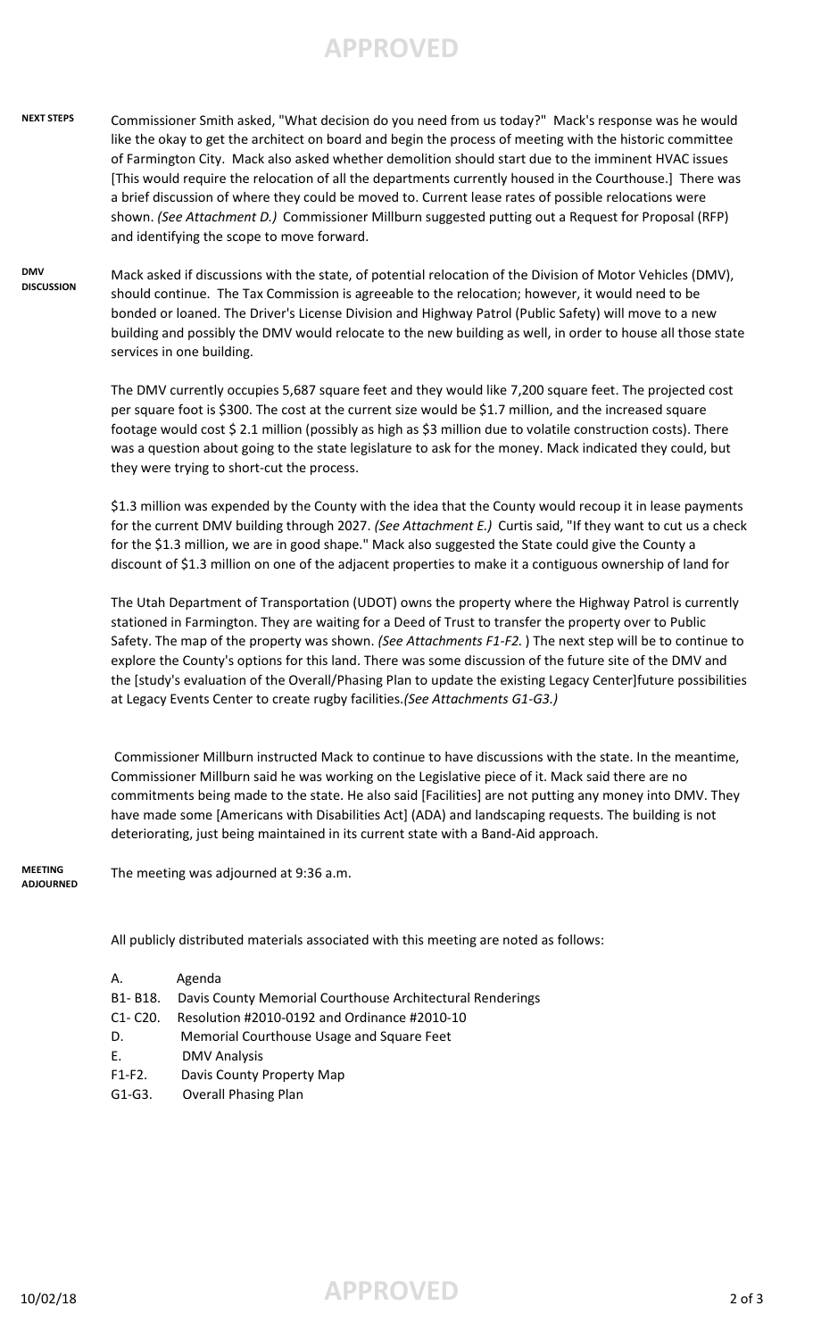**NEXT STEPS**

Commissioner Smith asked, "What decision do you need from us today?" Mack's response was he would like the okay to get the architect on board and begin the process of meeting with the historic committee of Farmington City. Mack also asked whether demolition should start due to the imminent HVAC issues [This would require the relocation of all the departments currently housed in the Courthouse.] There was a brief discussion of where they could be moved to. Current lease rates of possible relocations were shown. *(See Attachment D.)* Commissioner Millburn suggested putting out a Request for Proposal (RFP) and identifying the scope to move forward.

**DMV DISCUSSION**

Mack asked if discussions with the state, of potential relocation of the Division of Motor Vehicles (DMV), should continue. The Tax Commission is agreeable to the relocation; however, it would need to be bonded or loaned. The Driver's License Division and Highway Patrol (Public Safety) will move to a new building and possibly the DMV would relocate to the new building as well, in order to house all those state services in one building.

The DMV currently occupies 5,687 square feet and they would like 7,200 square feet. The projected cost per square foot is $300. The cost at the current size would be $1.7 million, and the increased square footage would cost $ 2.1 million (possibly as high as $3 million due to volatile construction costs). There was a question about going to the state legislature to ask for the money. Mack indicated they could, but they were trying to short-cut the process.

$1.3 million was expended by the County with the idea that the County would recoup it in lease payments for the current DMV building through 2027. *(See Attachment E.)* Curtis said, "If they want to cut us a check for the $1.3 million, we are in good shape." Mack also suggested the State could give the County a discount of $1.3 million on one of the adjacent properties to make it a contiguous ownership of land for

The Utah Department of Transportation (UDOT) owns the property where the Highway Patrol is currently stationed in Farmington. They are waiting for a Deed of Trust to transfer the property over to Public Safety. The map of the property was shown. *(See Attachments F1-F2.* ) The next step will be to continue to explore the County's options for this land. There was some discussion of the future site of the DMV and the [study's evaluation of the Overall/Phasing Plan to update the existing Legacy Center]future possibilities at Legacy Events Center to create rugby facilities.*(See Attachments G1-G3.)*

Commissioner Millburn instructed Mack to continue to have discussions with the state. In the meantime, Commissioner Millburn said he was working on the Legislative piece of it. Mack said there are no commitments being made to the state. He also said [Facilities] are not putting any money into DMV. They have made some [Americans with Disabilities Act] (ADA) and landscaping requests. The building is not deteriorating, just being maintained in its current state with a Band-Aid approach.

**MEETING ADJOURNED**

The meeting was adjourned at 9:36 a.m.

All publicly distributed materials associated with this meeting are noted as follows:

- A. Agenda
- B1- B18. Davis County Memorial Courthouse Architectural Renderings
- C1- C20. Resolution #2010-0192 and Ordinance #2010-10
- D. Memorial Courthouse Usage and Square Feet
- E. DMV Analysis
- F1-F2. Davis County Property Map
- G1-G3. Overall Phasing Plan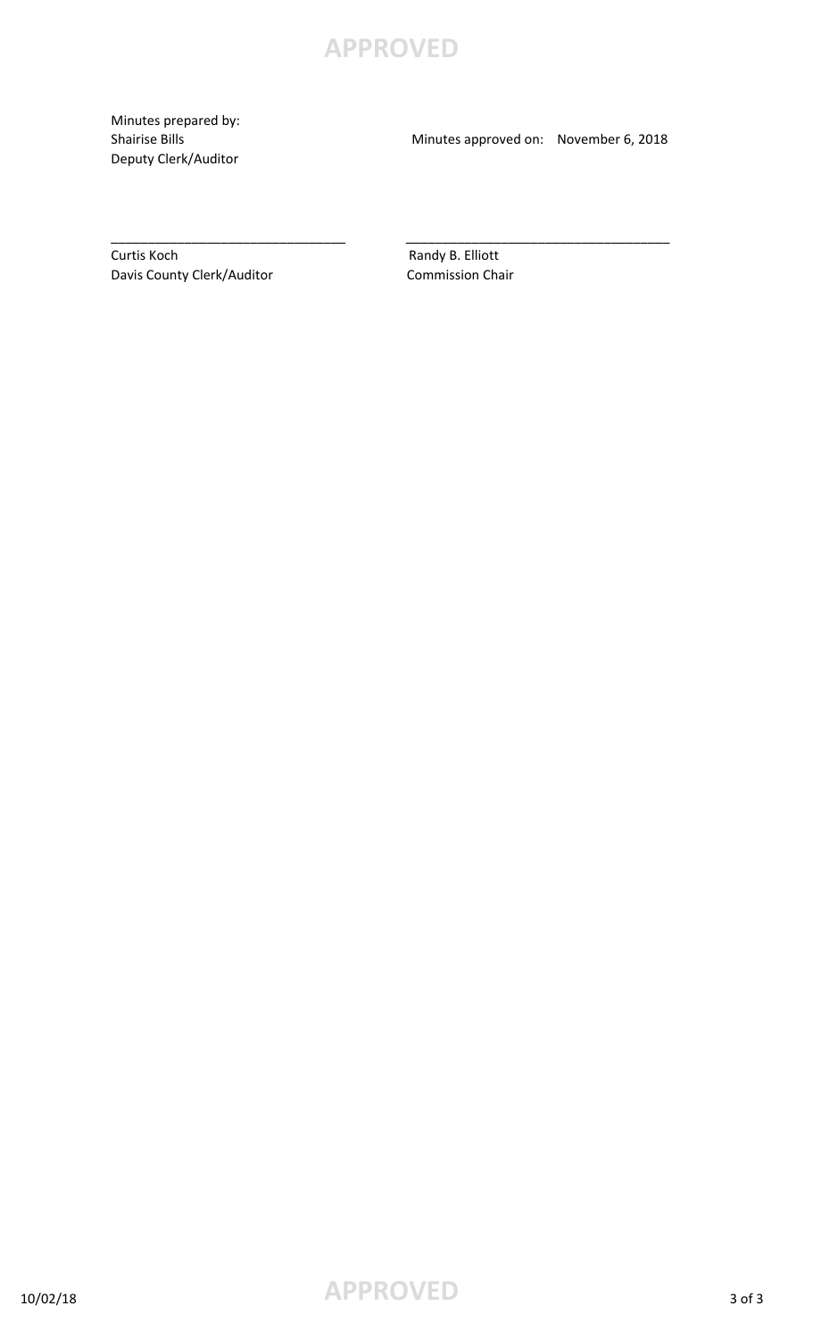APPROVED

Minutes prepared by:
Shairise Bills
Deputy Clerk/Auditor

Minutes approved on: November 6, 2018

\_\_\_\_\_\_\_\_\_\_\_\_\_\_\_\_\_\_\_\_\_\_\_\_\_\_\_\_\_\_\_\_
Curtis Koch
Davis County Clerk/Auditor

\_\_\_\_\_\_\_\_\_\_\_\_\_\_\_\_\_\_\_\_\_\_\_\_\_\_\_\_\_\_\_\_\_\_\_\_
Randy B. Elliott
Commission Chair

APPROVED